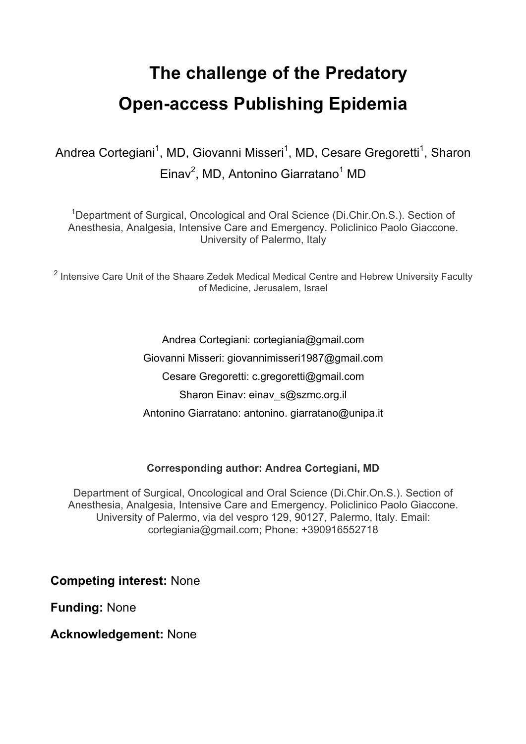# The challenge of the Predatory Open-access Publishing Epidemia

Andrea Cortegiani[1], MD, Giovanni Misseri[1], MD, Cesare Gregoretti[1], Sharon Einav[2], MD, Antonino Giarratano[1] MD

[1]Department of Surgical, Oncological and Oral Science (Di.Chir.On.S.). Section of Anesthesia, Analgesia, Intensive Care and Emergency. Policlinico Paolo Giaccone. University of Palermo, Italy

[2] Intensive Care Unit of the Shaare Zedek Medical Medical Centre and Hebrew University Faculty of Medicine, Jerusalem, Israel

Andrea Cortegiani: cortegiania@gmail.com

Giovanni Misseri: giovannimisseri1987@gmail.com

Cesare Gregoretti: c.gregoretti@gmail.com

Sharon Einav: einav_s@szmc.org.il

Antonino Giarratano: antonino. giarratano@unipa.it

**Corresponding author: Andrea Cortegiani, MD**

Department of Surgical, Oncological and Oral Science (Di.Chir.On.S.). Section of Anesthesia, Analgesia, Intensive Care and Emergency. Policlinico Paolo Giaccone. University of Palermo, via del vespro 129, 90127, Palermo, Italy. Email: cortegiania@gmail.com; Phone: +390916552718

**Competing interest:** None

**Funding:** None

**Acknowledgement:** None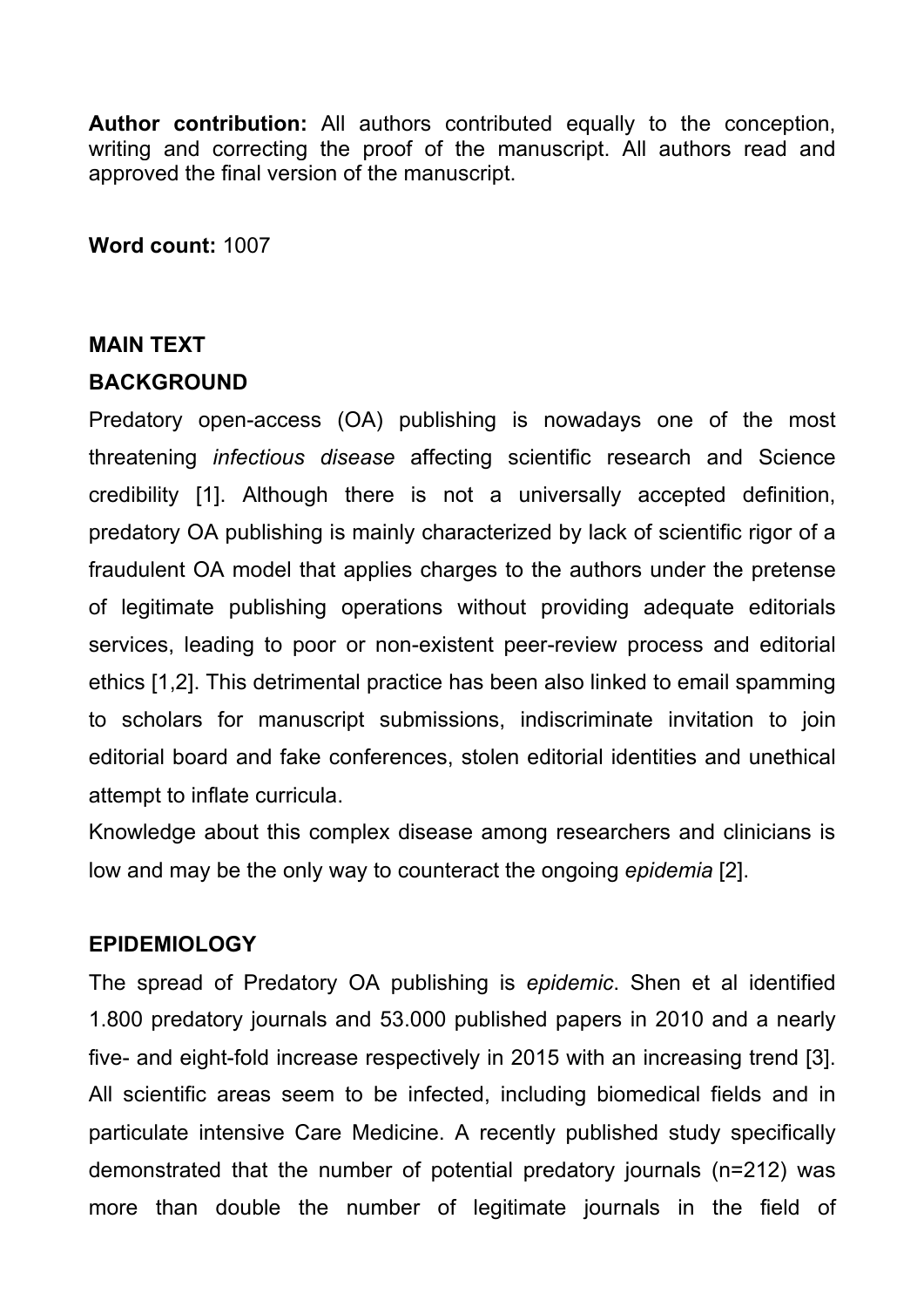**Author contribution:** All authors contributed equally to the conception, writing and correcting the proof of the manuscript. All authors read and approved the final version of the manuscript.

**Word count:** 1007

## MAIN TEXT

### BACKGROUND

Predatory open-access (OA) publishing is nowadays one of the most threatening *infectious disease* affecting scientific research and Science credibility [1]. Although there is not a universally accepted definition, predatory OA publishing is mainly characterized by lack of scientific rigor of a fraudulent OA model that applies charges to the authors under the pretense of legitimate publishing operations without providing adequate editorials services, leading to poor or non-existent peer-review process and editorial ethics [1,2]. This detrimental practice has been also linked to email spamming to scholars for manuscript submissions, indiscriminate invitation to join editorial board and fake conferences, stolen editorial identities and unethical attempt to inflate curricula.

Knowledge about this complex disease among researchers and clinicians is low and may be the only way to counteract the ongoing *epidemia* [2].

### EPIDEMIOLOGY

The spread of Predatory OA publishing is *epidemic*. Shen et al identified 1.800 predatory journals and 53.000 published papers in 2010 and a nearly five- and eight-fold increase respectively in 2015 with an increasing trend [3]. All scientific areas seem to be infected, including biomedical fields and in particulate intensive Care Medicine. A recently published study specifically demonstrated that the number of potential predatory journals (n=212) was more than double the number of legitimate journals in the field of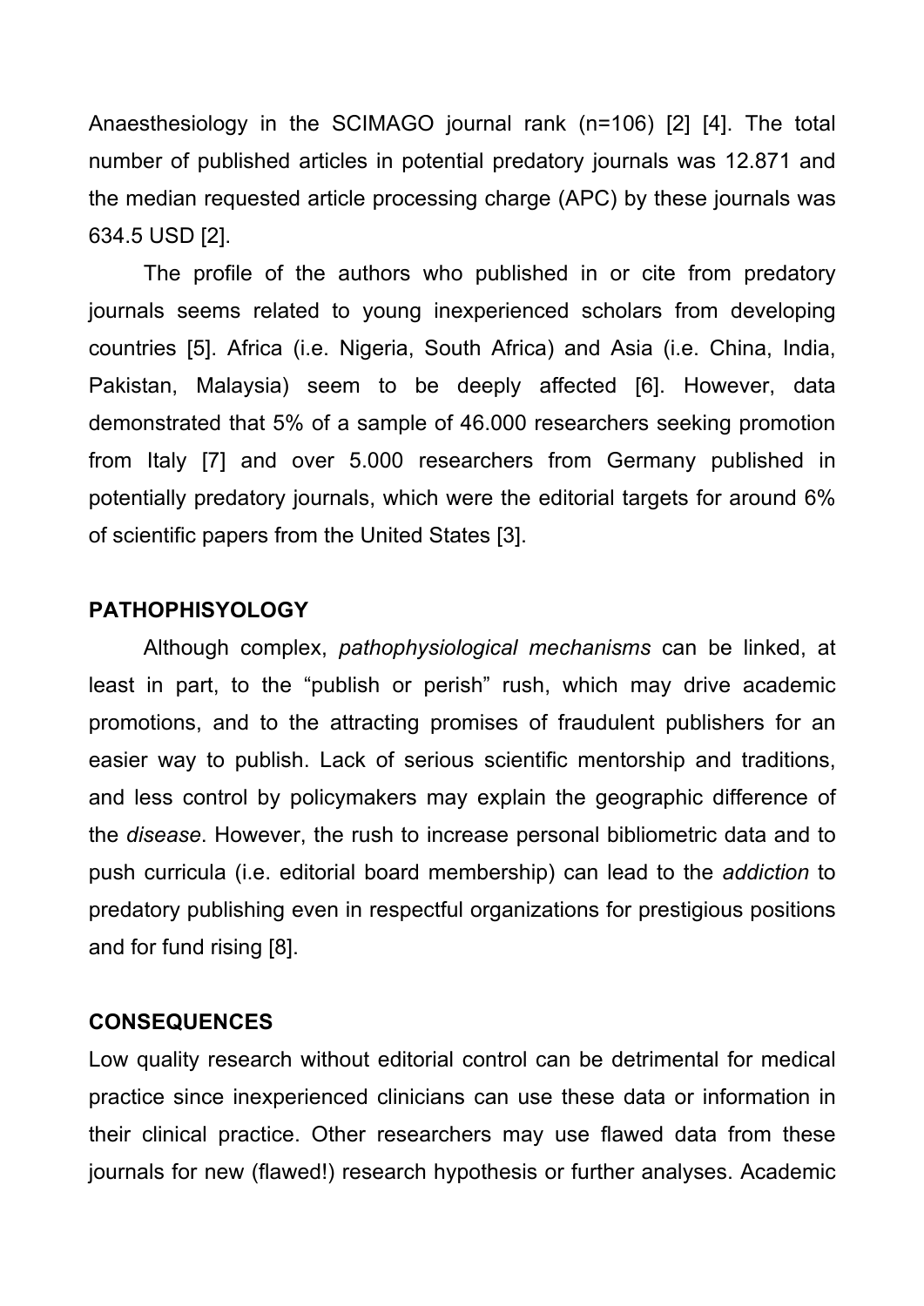Anaesthesiology in the SCIMAGO journal rank (n=106) [2] [4]. The total number of published articles in potential predatory journals was 12.871 and the median requested article processing charge (APC) by these journals was 634.5 USD [2].

The profile of the authors who published in or cite from predatory journals seems related to young inexperienced scholars from developing countries [5]. Africa (i.e. Nigeria, South Africa) and Asia (i.e. China, India, Pakistan, Malaysia) seem to be deeply affected [6]. However, data demonstrated that 5% of a sample of 46.000 researchers seeking promotion from Italy [7] and over 5.000 researchers from Germany published in potentially predatory journals, which were the editorial targets for around 6% of scientific papers from the United States [3].

## PATHOPHISYOLOGY

Although complex, *pathophysiological mechanisms* can be linked, at least in part, to the "publish or perish" rush, which may drive academic promotions, and to the attracting promises of fraudulent publishers for an easier way to publish. Lack of serious scientific mentorship and traditions, and less control by policymakers may explain the geographic difference of the *disease*. However, the rush to increase personal bibliometric data and to push curricula (i.e. editorial board membership) can lead to the *addiction* to predatory publishing even in respectful organizations for prestigious positions and for fund rising [8].

## CONSEQUENCES

Low quality research without editorial control can be detrimental for medical practice since inexperienced clinicians can use these data or information in their clinical practice. Other researchers may use flawed data from these journals for new (flawed!) research hypothesis or further analyses. Academic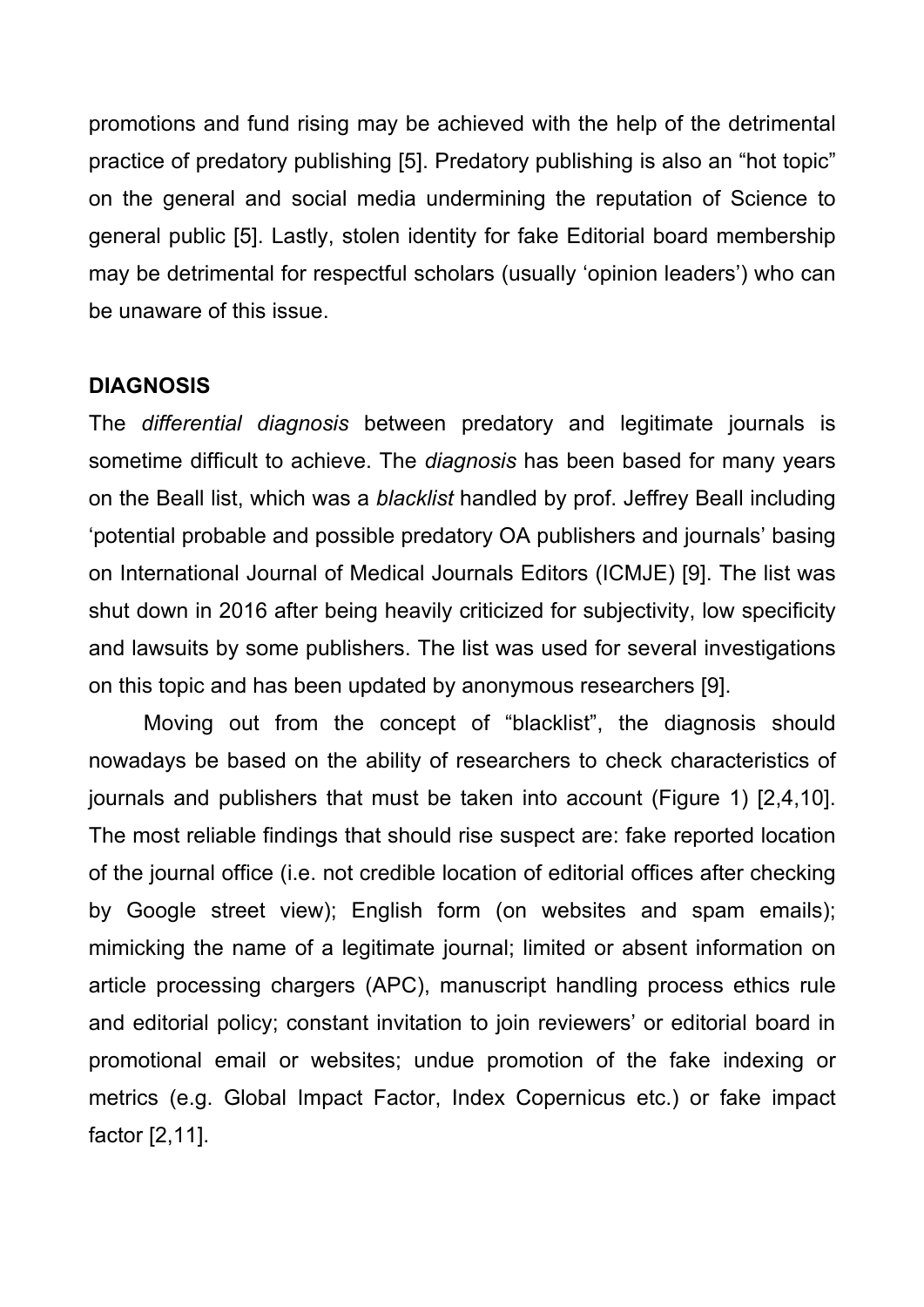promotions and fund rising may be achieved with the help of the detrimental practice of predatory publishing [5]. Predatory publishing is also an "hot topic" on the general and social media undermining the reputation of Science to general public [5]. Lastly, stolen identity for fake Editorial board membership may be detrimental for respectful scholars (usually 'opinion leaders') who can be unaware of this issue.

**DIAGNOSIS**

The *differential diagnosis* between predatory and legitimate journals is sometime difficult to achieve. The *diagnosis* has been based for many years on the Beall list, which was a *blacklist* handled by prof. Jeffrey Beall including 'potential probable and possible predatory OA publishers and journals' basing on International Journal of Medical Journals Editors (ICMJE) [9]. The list was shut down in 2016 after being heavily criticized for subjectivity, low specificity and lawsuits by some publishers. The list was used for several investigations on this topic and has been updated by anonymous researchers [9].

Moving out from the concept of "blacklist", the diagnosis should nowadays be based on the ability of researchers to check characteristics of journals and publishers that must be taken into account (Figure 1) [2,4,10]. The most reliable findings that should rise suspect are: fake reported location of the journal office (i.e. not credible location of editorial offices after checking by Google street view); English form (on websites and spam emails); mimicking the name of a legitimate journal; limited or absent information on article processing chargers (APC), manuscript handling process ethics rule and editorial policy; constant invitation to join reviewers' or editorial board in promotional email or websites; undue promotion of the fake indexing or metrics (e.g. Global Impact Factor, Index Copernicus etc.) or fake impact factor [2,11].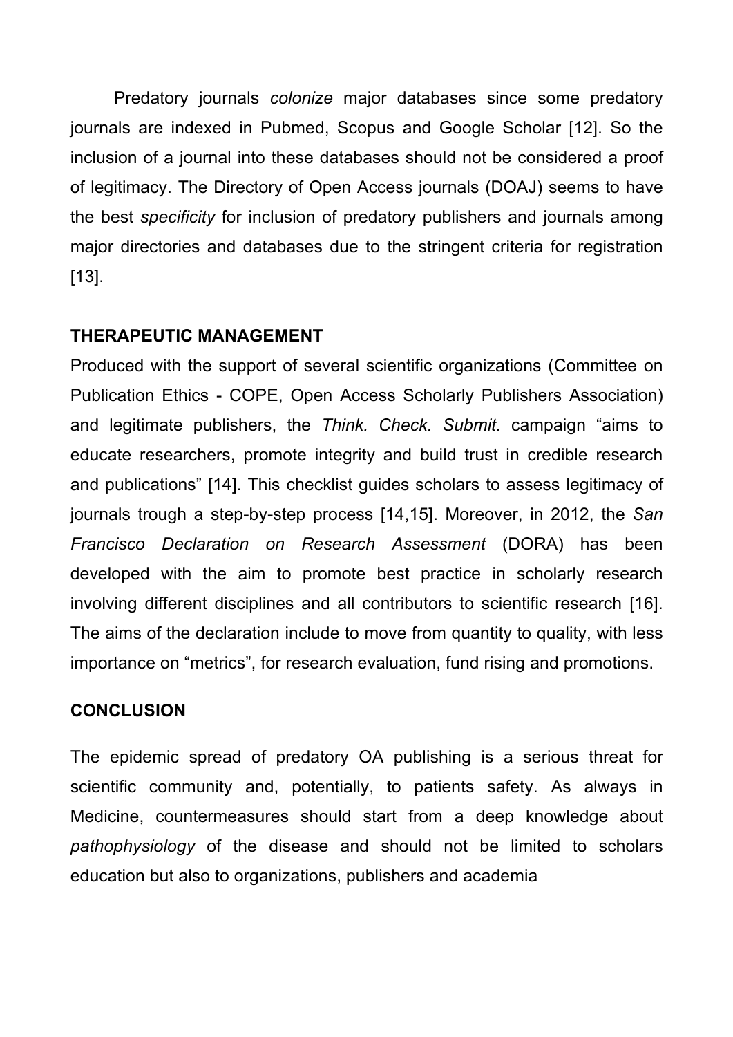Predatory journals *colonize* major databases since some predatory journals are indexed in Pubmed, Scopus and Google Scholar [12]. So the inclusion of a journal into these databases should not be considered a proof of legitimacy. The Directory of Open Access journals (DOAJ) seems to have the best *specificity* for inclusion of predatory publishers and journals among major directories and databases due to the stringent criteria for registration [13].

## THERAPEUTIC MANAGEMENT

Produced with the support of several scientific organizations (Committee on Publication Ethics - COPE, Open Access Scholarly Publishers Association) and legitimate publishers, the *Think. Check. Submit.* campaign "aims to educate researchers, promote integrity and build trust in credible research and publications" [14]. This checklist guides scholars to assess legitimacy of journals trough a step-by-step process [14,15]. Moreover, in 2012, the *San Francisco Declaration on Research Assessment* (DORA) has been developed with the aim to promote best practice in scholarly research involving different disciplines and all contributors to scientific research [16]. The aims of the declaration include to move from quantity to quality, with less importance on "metrics", for research evaluation, fund rising and promotions.

## CONCLUSION

The epidemic spread of predatory OA publishing is a serious threat for scientific community and, potentially, to patients safety. As always in Medicine, countermeasures should start from a deep knowledge about *pathophysiology* of the disease and should not be limited to scholars education but also to organizations, publishers and academia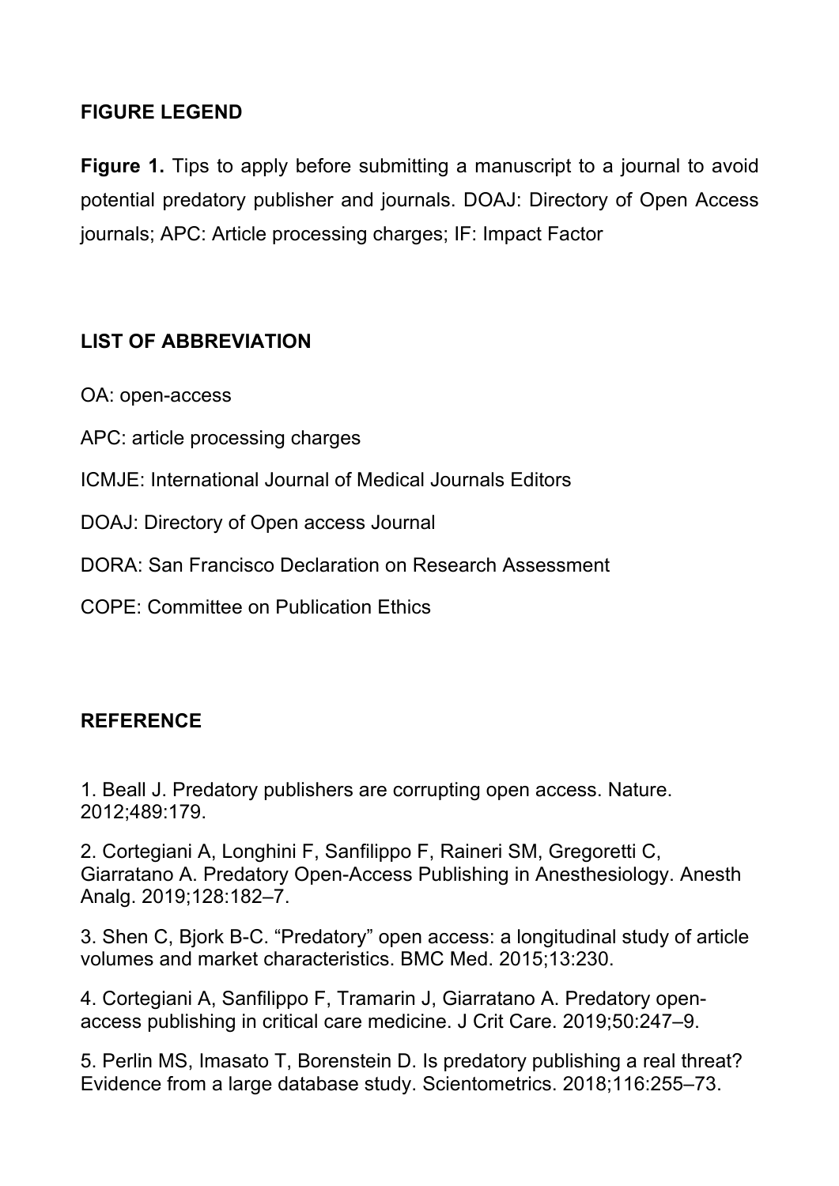## FIGURE LEGEND

**Figure 1.** Tips to apply before submitting a manuscript to a journal to avoid potential predatory publisher and journals. DOAJ: Directory of Open Access journals; APC: Article processing charges; IF: Impact Factor

## LIST OF ABBREVIATION

OA: open-access

APC: article processing charges

ICMJE: International Journal of Medical Journals Editors

DOAJ: Directory of Open access Journal

DORA: San Francisco Declaration on Research Assessment

COPE: Committee on Publication Ethics

## REFERENCE

1. Beall J. Predatory publishers are corrupting open access. Nature. 2012;489:179.

2. Cortegiani A, Longhini F, Sanfilippo F, Raineri SM, Gregoretti C, Giarratano A. Predatory Open-Access Publishing in Anesthesiology. Anesth Analg. 2019;128:182–7.

3. Shen C, Bjork B-C. "Predatory" open access: a longitudinal study of article volumes and market characteristics. BMC Med. 2015;13:230.

4. Cortegiani A, Sanfilippo F, Tramarin J, Giarratano A. Predatory open-access publishing in critical care medicine. J Crit Care. 2019;50:247–9.

5. Perlin MS, Imasato T, Borenstein D. Is predatory publishing a real threat? Evidence from a large database study. Scientometrics. 2018;116:255–73.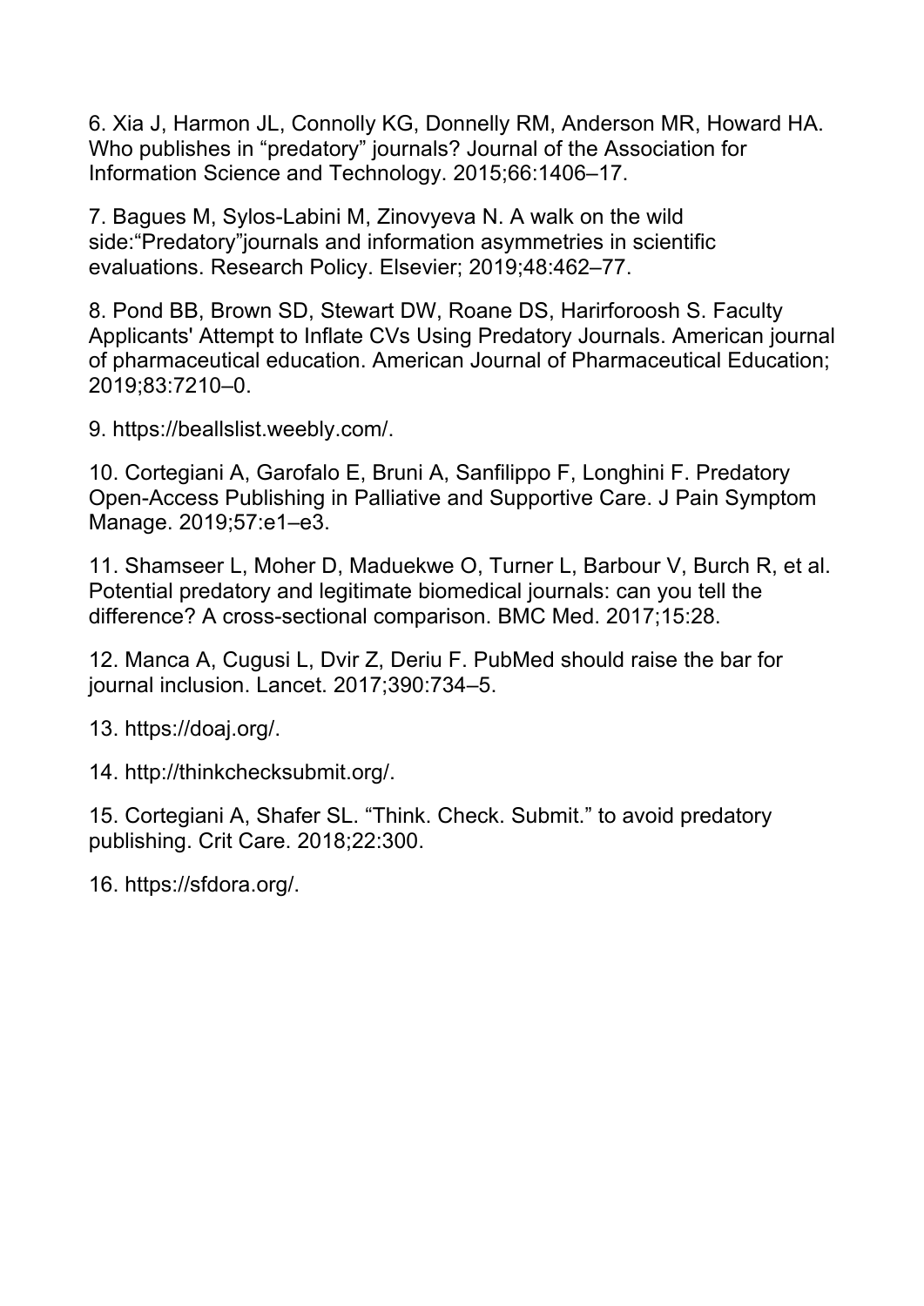6. Xia J, Harmon JL, Connolly KG, Donnelly RM, Anderson MR, Howard HA. Who publishes in “predatory” journals? Journal of the Association for Information Science and Technology. 2015;66:1406–17.

7. Bagues M, Sylos-Labini M, Zinovyeva N. A walk on the wild side:“Predatory”journals and information asymmetries in scientific evaluations. Research Policy. Elsevier; 2019;48:462–77.

8. Pond BB, Brown SD, Stewart DW, Roane DS, Harirforoosh S. Faculty Applicants' Attempt to Inflate CVs Using Predatory Journals. American journal of pharmaceutical education. American Journal of Pharmaceutical Education; 2019;83:7210–0.

9. https://beallslist.weebly.com/.

10. Cortegiani A, Garofalo E, Bruni A, Sanfilippo F, Longhini F. Predatory Open-Access Publishing in Palliative and Supportive Care. J Pain Symptom Manage. 2019;57:e1–e3.

11. Shamseer L, Moher D, Maduekwe O, Turner L, Barbour V, Burch R, et al. Potential predatory and legitimate biomedical journals: can you tell the difference? A cross-sectional comparison. BMC Med. 2017;15:28.

12. Manca A, Cugusi L, Dvir Z, Deriu F. PubMed should raise the bar for journal inclusion. Lancet. 2017;390:734–5.

13. https://doaj.org/.

14. http://thinkchecksubmit.org/.

15. Cortegiani A, Shafer SL. “Think. Check. Submit.” to avoid predatory publishing. Crit Care. 2018;22:300.

16. https://sfdora.org/.